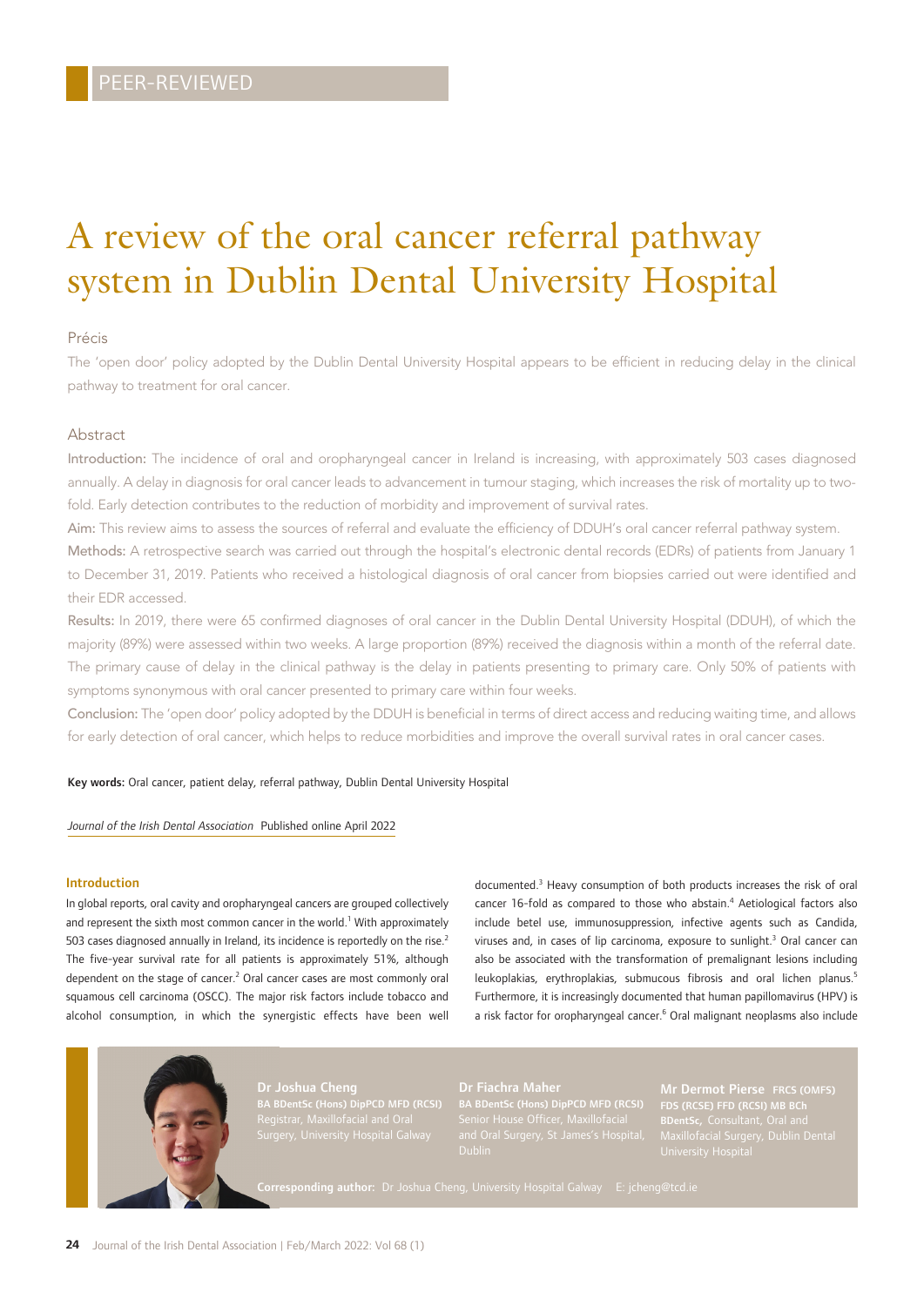PEER-REVIEWED

# A review of the oral cancer referral pathway system in Dublin Dental University Hospital

## Précis

The 'open door' policy adopted by the Dublin Dental University Hospital appears to be efficient in reducing delay in the clinical pathway to treatment for oral cancer.

## Abstract

**Introduction:** The incidence of oral and oropharyngeal cancer in Ireland is increasing, with approximately 503 cases diagnosed annually. A delay in diagnosis for oral cancer leads to advancement in tumour staging, which increases the risk of mortality up to two-fold. Early detection contributes to the reduction of morbidity and improvement of survival rates.

**Aim:** This review aims to assess the sources of referral and evaluate the efficiency of DDUH's oral cancer referral pathway system.

**Methods:** A retrospective search was carried out through the hospital's electronic dental records (EDRs) of patients from January 1 to December 31, 2019. Patients who received a histological diagnosis of oral cancer from biopsies carried out were identified and their EDR accessed.

**Results:** In 2019, there were 65 confirmed diagnoses of oral cancer in the Dublin Dental University Hospital (DDUH), of which the majority (89%) were assessed within two weeks. A large proportion (89%) received the diagnosis within a month of the referral date. The primary cause of delay in the clinical pathway is the delay in patients presenting to primary care. Only 50% of patients with symptoms synonymous with oral cancer presented to primary care within four weeks.

**Conclusion:** The 'open door' policy adopted by the DDUH is beneficial in terms of direct access and reducing waiting time, and allows for early detection of oral cancer, which helps to reduce morbidities and improve the overall survival rates in oral cancer cases.

**Key words:** Oral cancer, patient delay, referral pathway, Dublin Dental University Hospital

*Journal of the Irish Dental Association* Published online April 2022

## Introduction

In global reports, oral cavity and oropharyngeal cancers are grouped collectively and represent the sixth most common cancer in the world.[1] With approximately 503 cases diagnosed annually in Ireland, its incidence is reportedly on the rise.[2] The five-year survival rate for all patients is approximately 51%, although dependent on the stage of cancer.[2] Oral cancer cases are most commonly oral squamous cell carcinoma (OSCC). The major risk factors include tobacco and alcohol consumption, in which the synergistic effects have been well documented.[3] Heavy consumption of both products increases the risk of oral cancer 16-fold as compared to those who abstain.[4] Aetiological factors also include betel use, immunosuppression, infective agents such as Candida, viruses and, in cases of lip carcinoma, exposure to sunlight.[3] Oral cancer can also be associated with the transformation of premalignant lesions including leukoplakias, erythroplakias, submucous fibrosis and oral lichen planus.[5] Furthermore, it is increasingly documented that human papillomavirus (HPV) is a risk factor for oropharyngeal cancer.[6] Oral malignant neoplasms also include

**Dr Joshua Cheng**
BA BDentSc (Hons) DipPCD MFD (RCSI)
Registrar, Maxillofacial and Oral Surgery, University Hospital Galway

**Dr Fiachra Maher**
BA BDentSc (Hons) DipPCD MFD (RCSI)
Senior House Officer, Maxillofacial and Oral Surgery, St James's Hospital, Dublin

**Mr Dermot Pierse** FRCS (OMFS) FDS (RCSE) FFD (RCSI) MB BCh BDentSc, Consultant, Oral and Maxillofacial Surgery, Dublin Dental University Hospital

**Corresponding author:** Dr Joshua Cheng, University Hospital Galway E: jcheng@tcd.ie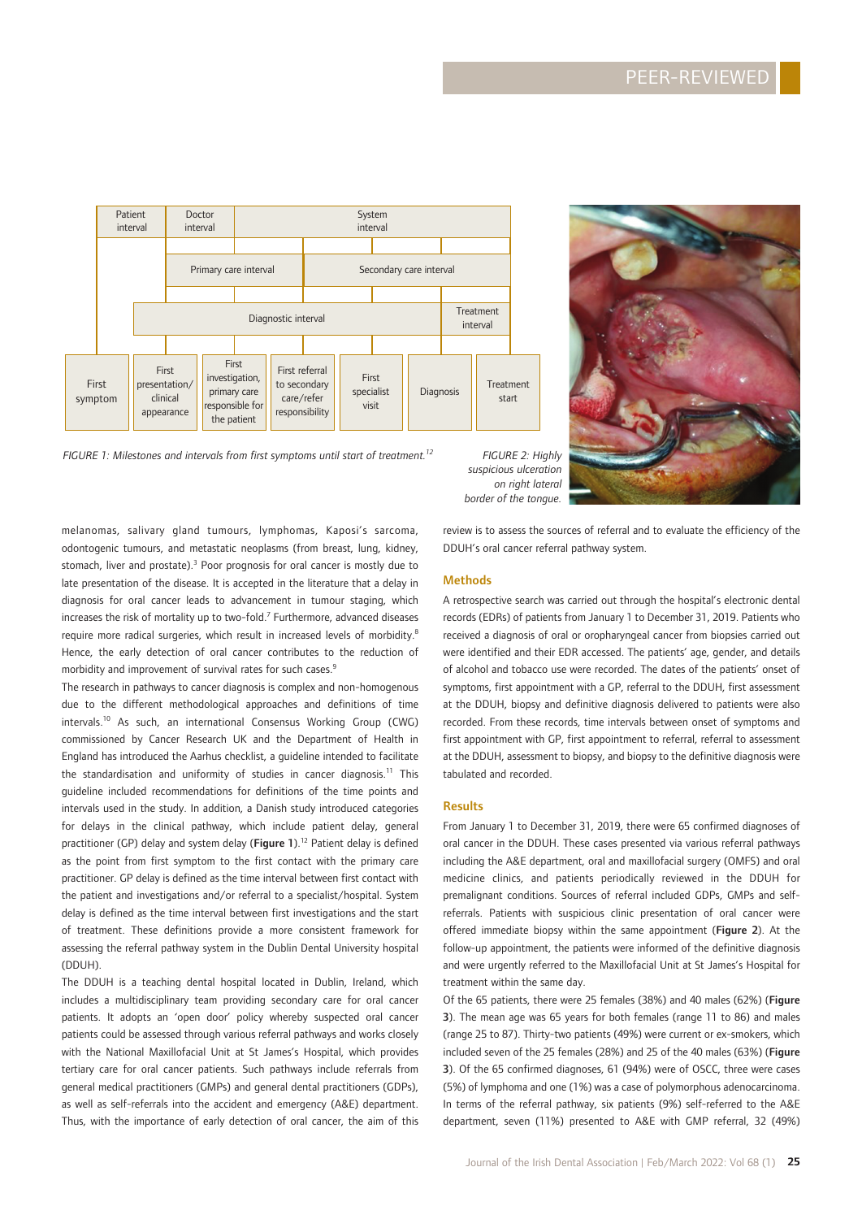FIGURE 1: Milestones and intervals from first symptoms until start of treatment.[12]

FIGURE 2: Highly suspicious ulceration on right lateral border of the tongue.

melanomas, salivary gland tumours, lymphomas, Kaposi's sarcoma, odontogenic tumours, and metastatic neoplasms (from breast, lung, kidney, stomach, liver and prostate).[3] Poor prognosis for oral cancer is mostly due to late presentation of the disease. It is accepted in the literature that a delay in diagnosis for oral cancer leads to advancement in tumour staging, which increases the risk of mortality up to two-fold.[7] Furthermore, advanced diseases require more radical surgeries, which result in increased levels of morbidity.[8] Hence, the early detection of oral cancer contributes to the reduction of morbidity and improvement of survival rates for such cases.[9]

The research in pathways to cancer diagnosis is complex and non-homogenous due to the different methodological approaches and definitions of time intervals.[10] As such, an international Consensus Working Group (CWG) commissioned by Cancer Research UK and the Department of Health in England has introduced the Aarhus checklist, a guideline intended to facilitate the standardisation and uniformity of studies in cancer diagnosis.[11] This guideline included recommendations for definitions of the time points and intervals used in the study. In addition, a Danish study introduced categories for delays in the clinical pathway, which include patient delay, general practitioner (GP) delay and system delay (**Figure 1**).[12] Patient delay is defined as the point from first symptom to the first contact with the primary care practitioner. GP delay is defined as the time interval between first contact with the patient and investigations and/or referral to a specialist/hospital. System delay is defined as the time interval between first investigations and the start of treatment. These definitions provide a more consistent framework for assessing the referral pathway system in the Dublin Dental University hospital (DDUH).

The DDUH is a teaching dental hospital located in Dublin, Ireland, which includes a multidisciplinary team providing secondary care for oral cancer patients. It adopts an 'open door' policy whereby suspected oral cancer patients could be assessed through various referral pathways and works closely with the National Maxillofacial Unit at St James's Hospital, which provides tertiary care for oral cancer patients. Such pathways include referrals from general medical practitioners (GMPs) and general dental practitioners (GDPs), as well as self-referrals into the accident and emergency (A&E) department. Thus, with the importance of early detection of oral cancer, the aim of this review is to assess the sources of referral and to evaluate the efficiency of the DDUH's oral cancer referral pathway system.

## Methods

A retrospective search was carried out through the hospital's electronic dental records (EDRs) of patients from January 1 to December 31, 2019. Patients who received a diagnosis of oral or oropharyngeal cancer from biopsies carried out were identified and their EDR accessed. The patients' age, gender, and details of alcohol and tobacco use were recorded. The dates of the patients' onset of symptoms, first appointment with a GP, referral to the DDUH, first assessment at the DDUH, biopsy and definitive diagnosis delivered to patients were also recorded. From these records, time intervals between onset of symptoms and first appointment with GP, first appointment to referral, referral to assessment at the DDUH, assessment to biopsy, and biopsy to the definitive diagnosis were tabulated and recorded.

## Results

From January 1 to December 31, 2019, there were 65 confirmed diagnoses of oral cancer in the DDUH. These cases presented via various referral pathways including the A&E department, oral and maxillofacial surgery (OMFS) and oral medicine clinics, and patients periodically reviewed in the DDUH for premalignant conditions. Sources of referral included GDPs, GMPs and self-referrals. Patients with suspicious clinic presentation of oral cancer were offered immediate biopsy within the same appointment (**Figure 2**). At the follow-up appointment, the patients were informed of the definitive diagnosis and were urgently referred to the Maxillofacial Unit at St James's Hospital for treatment within the same day.

Of the 65 patients, there were 25 females (38%) and 40 males (62%) (**Figure 3**). The mean age was 65 years for both females (range 11 to 86) and males (range 25 to 87). Thirty-two patients (49%) were current or ex-smokers, which included seven of the 25 females (28%) and 25 of the 40 males (63%) (**Figure 3**). Of the 65 confirmed diagnoses, 61 (94%) were of OSCC, three were cases (5%) of lymphoma and one (1%) was a case of polymorphous adenocarcinoma. In terms of the referral pathway, six patients (9%) self-referred to the A&E department, seven (11%) presented to A&E with GMP referral, 32 (49%)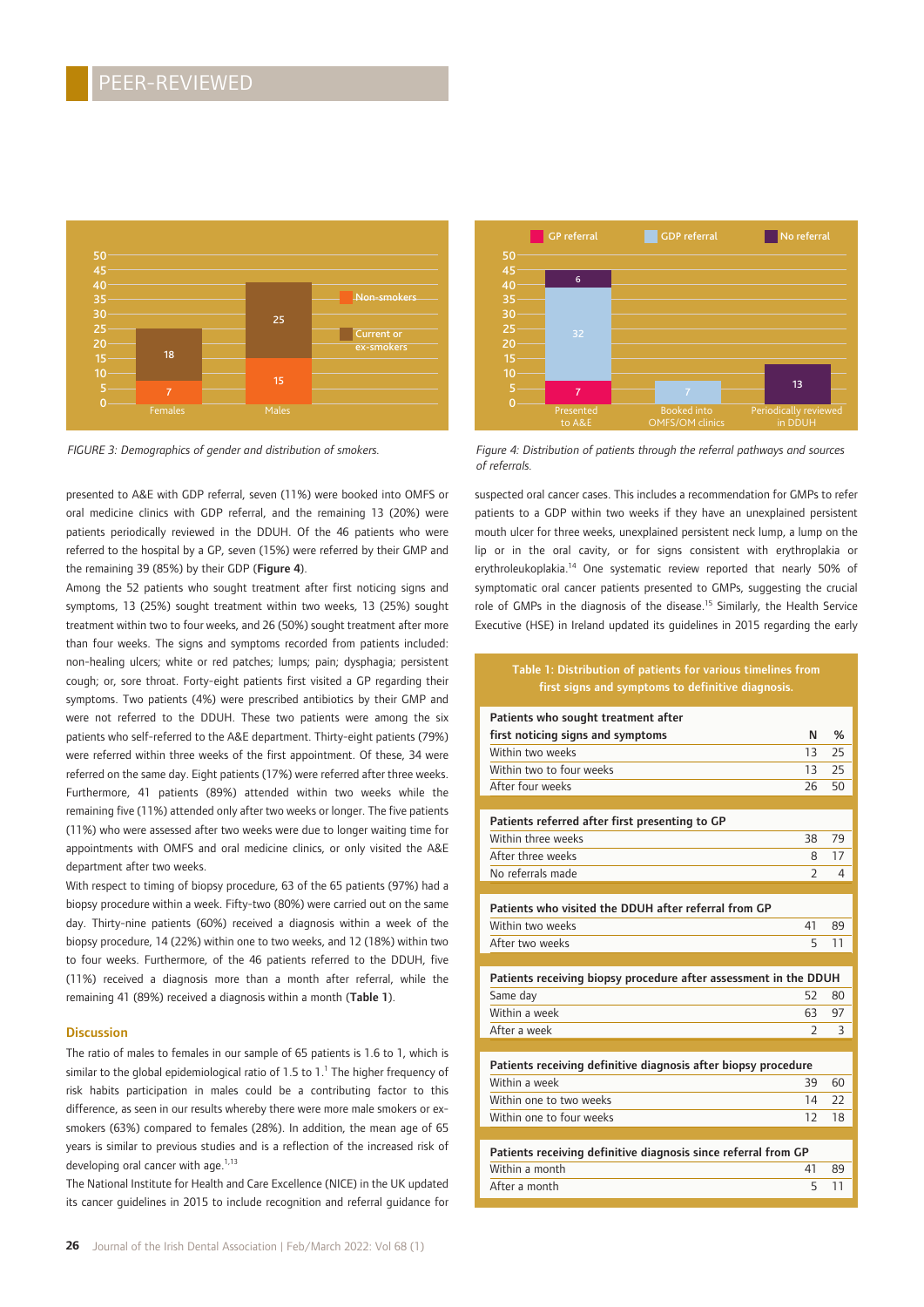FIGURE 3: Demographics of gender and distribution of smokers.

Figure 4: Distribution of patients through the referral pathways and sources of referrals.

presented to A&E with GDP referral, seven (11%) were booked into OMFS or oral medicine clinics with GDP referral, and the remaining 13 (20%) were patients periodically reviewed in the DDUH. Of the 46 patients who were referred to the hospital by a GP, seven (15%) were referred by their GMP and the remaining 39 (85%) by their GDP (**Figure 4**).

Among the 52 patients who sought treatment after first noticing signs and symptoms, 13 (25%) sought treatment within two weeks, 13 (25%) sought treatment within two to four weeks, and 26 (50%) sought treatment after more than four weeks. The signs and symptoms recorded from patients included: non-healing ulcers; white or red patches; lumps; pain; dysphagia; persistent cough; or, sore throat. Forty-eight patients first visited a GP regarding their symptoms. Two patients (4%) were prescribed antibiotics by their GMP and were not referred to the DDUH. These two patients were among the six patients who self-referred to the A&E department. Thirty-eight patients (79%) were referred within three weeks of the first appointment. Of these, 34 were referred on the same day. Eight patients (17%) were referred after three weeks. Furthermore, 41 patients (89%) attended within two weeks while the remaining five (11%) attended only after two weeks or longer. The five patients (11%) who were assessed after two weeks were due to longer waiting time for appointments with OMFS and oral medicine clinics, or only visited the A&E department after two weeks.

With respect to timing of biopsy procedure, 63 of the 65 patients (97%) had a biopsy procedure within a week. Fifty-two (80%) were carried out on the same day. Thirty-nine patients (60%) received a diagnosis within a week of the biopsy procedure, 14 (22%) within one to two weeks, and 12 (18%) within two to four weeks. Furthermore, of the 46 patients referred to the DDUH, five (11%) received a diagnosis more than a month after referral, while the remaining 41 (89%) received a diagnosis within a month (**Table 1**).

## Discussion

The ratio of males to females in our sample of 65 patients is 1.6 to 1, which is similar to the global epidemiological ratio of 1.5 to 1.[1] The higher frequency of risk habits participation in males could be a contributing factor to this difference, as seen in our results whereby there were more male smokers or ex-smokers (63%) compared to females (28%). In addition, the mean age of 65 years is similar to previous studies and is a reflection of the increased risk of developing oral cancer with age.[1,13]

The National Institute for Health and Care Excellence (NICE) in the UK updated its cancer guidelines in 2015 to include recognition and referral guidance for suspected oral cancer cases. This includes a recommendation for GMPs to refer patients to a GDP within two weeks if they have an unexplained persistent mouth ulcer for three weeks, unexplained persistent neck lump, a lump on the lip or in the oral cavity, or for signs consistent with erythroplakia or erythroleukoplakia.[14] One systematic review reported that nearly 50% of symptomatic oral cancer patients presented to GMPs, suggesting the crucial role of GMPs in the diagnosis of the disease.[15] Similarly, the Health Service Executive (HSE) in Ireland updated its guidelines in 2015 regarding the early

**Table 1: Distribution of patients for various timelines from first signs and symptoms to definitive diagnosis.**

| | N | % |
|---|---|---|
| **Patients who sought treatment after first noticing signs and symptoms** | | |
| Within two weeks | 13 | 25 |
| Within two to four weeks | 13 | 25 |
| After four weeks | 26 | 50 |
| **Patients referred after first presenting to GP** | | |
| Within three weeks | 38 | 79 |
| After three weeks | 8 | 17 |
| No referrals made | 2 | 4 |
| **Patients who visited the DDUH after referral from GP** | | |
| Within two weeks | 41 | 89 |
| After two weeks | 5 | 11 |
| **Patients receiving biopsy procedure after assessment in the DDUH** | | |
| Same day | 52 | 80 |
| Within a week | 63 | 97 |
| After a week | 2 | 3 |
| **Patients receiving definitive diagnosis after biopsy procedure** | | |
| Within a week | 39 | 60 |
| Within one to two weeks | 14 | 22 |
| Within one to four weeks | 12 | 18 |
| **Patients receiving definitive diagnosis since referral from GP** | | |
| Within a month | 41 | 89 |
| After a month | 5 | 11 |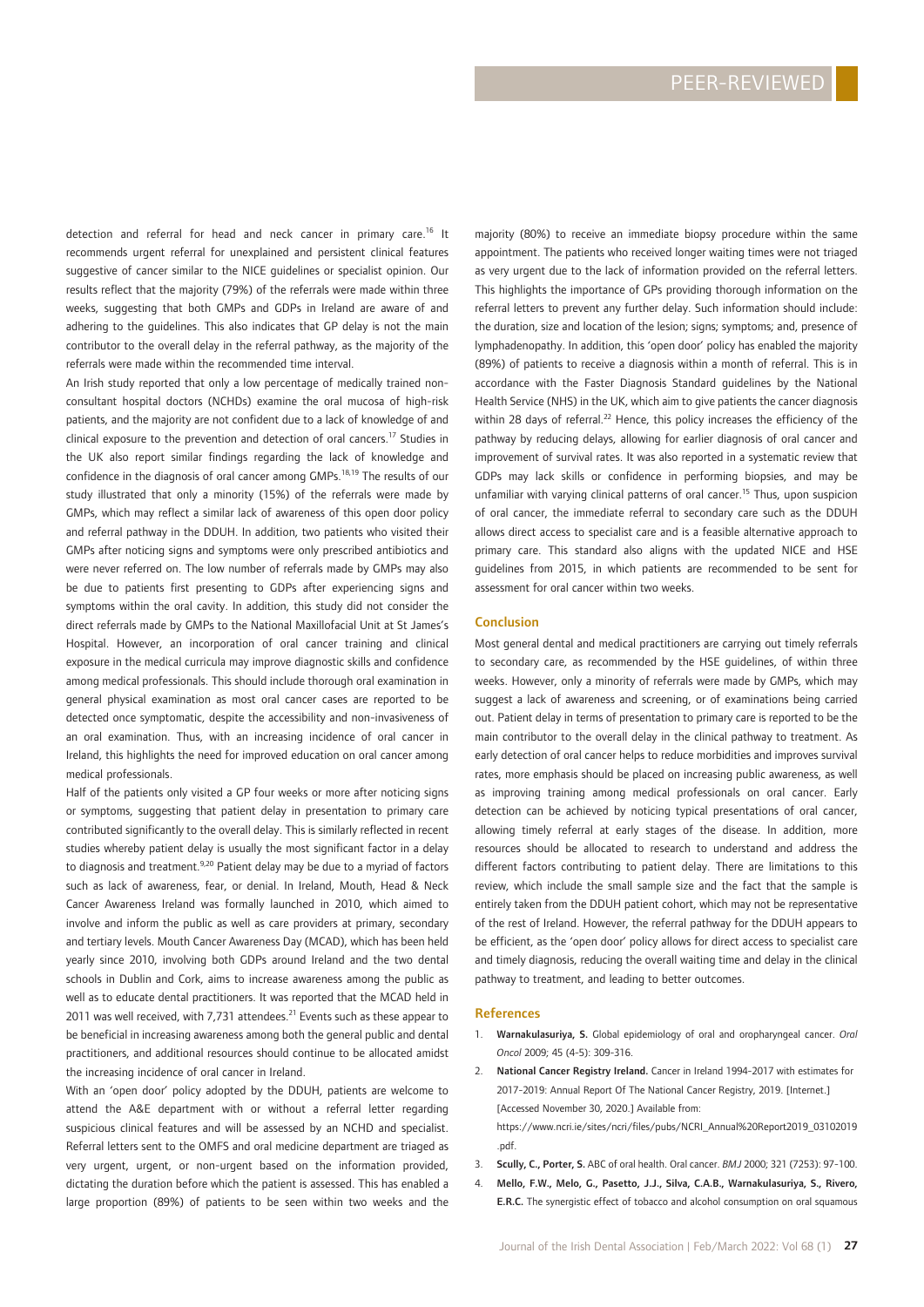detection and referral for head and neck cancer in primary care.[16] It recommends urgent referral for unexplained and persistent clinical features suggestive of cancer similar to the NICE guidelines or specialist opinion. Our results reflect that the majority (79%) of the referrals were made within three weeks, suggesting that both GMPs and GDPs in Ireland are aware of and adhering to the guidelines. This also indicates that GP delay is not the main contributor to the overall delay in the referral pathway, as the majority of the referrals were made within the recommended time interval.

An Irish study reported that only a low percentage of medically trained non-consultant hospital doctors (NCHDs) examine the oral mucosa of high-risk patients, and the majority are not confident due to a lack of knowledge of and clinical exposure to the prevention and detection of oral cancers.[17] Studies in the UK also report similar findings regarding the lack of knowledge and confidence in the diagnosis of oral cancer among GMPs.[18,19] The results of our study illustrated that only a minority (15%) of the referrals were made by GMPs, which may reflect a similar lack of awareness of this open door policy and referral pathway in the DDUH. In addition, two patients who visited their GMPs after noticing signs and symptoms were only prescribed antibiotics and were never referred on. The low number of referrals made by GMPs may also be due to patients first presenting to GDPs after experiencing signs and symptoms within the oral cavity. In addition, this study did not consider the direct referrals made by GMPs to the National Maxillofacial Unit at St James's Hospital. However, an incorporation of oral cancer training and clinical exposure in the medical curricula may improve diagnostic skills and confidence among medical professionals. This should include thorough oral examination in general physical examination as most oral cancer cases are reported to be detected once symptomatic, despite the accessibility and non-invasiveness of an oral examination. Thus, with an increasing incidence of oral cancer in Ireland, this highlights the need for improved education on oral cancer among medical professionals.

Half of the patients only visited a GP four weeks or more after noticing signs or symptoms, suggesting that patient delay in presentation to primary care contributed significantly to the overall delay. This is similarly reflected in recent studies whereby patient delay is usually the most significant factor in a delay to diagnosis and treatment.[9,20] Patient delay may be due to a myriad of factors such as lack of awareness, fear, or denial. In Ireland, Mouth, Head & Neck Cancer Awareness Ireland was formally launched in 2010, which aimed to involve and inform the public as well as care providers at primary, secondary and tertiary levels. Mouth Cancer Awareness Day (MCAD), which has been held yearly since 2010, involving both GDPs around Ireland and the two dental schools in Dublin and Cork, aims to increase awareness among the public as well as to educate dental practitioners. It was reported that the MCAD held in 2011 was well received, with 7,731 attendees.[21] Events such as these appear to be beneficial in increasing awareness among both the general public and dental practitioners, and additional resources should continue to be allocated amidst the increasing incidence of oral cancer in Ireland.

With an 'open door' policy adopted by the DDUH, patients are welcome to attend the A&E department with or without a referral letter regarding suspicious clinical features and will be assessed by an NCHD and specialist. Referral letters sent to the OMFS and oral medicine department are triaged as very urgent, urgent, or non-urgent based on the information provided, dictating the duration before which the patient is assessed. This has enabled a large proportion (89%) of patients to be seen within two weeks and the majority (80%) to receive an immediate biopsy procedure within the same appointment. The patients who received longer waiting times were not triaged as very urgent due to the lack of information provided on the referral letters. This highlights the importance of GPs providing thorough information on the referral letters to prevent any further delay. Such information should include: the duration, size and location of the lesion; signs; symptoms; and, presence of lymphadenopathy. In addition, this 'open door' policy has enabled the majority (89%) of patients to receive a diagnosis within a month of referral. This is in accordance with the Faster Diagnosis Standard guidelines by the National Health Service (NHS) in the UK, which aim to give patients the cancer diagnosis within 28 days of referral.[22] Hence, this policy increases the efficiency of the pathway by reducing delays, allowing for earlier diagnosis of oral cancer and improvement of survival rates. It was also reported in a systematic review that GDPs may lack skills or confidence in performing biopsies, and may be unfamiliar with varying clinical patterns of oral cancer.[15] Thus, upon suspicion of oral cancer, the immediate referral to secondary care such as the DDUH allows direct access to specialist care and is a feasible alternative approach to primary care. This standard also aligns with the updated NICE and HSE guidelines from 2015, in which patients are recommended to be sent for assessment for oral cancer within two weeks.

## Conclusion

Most general dental and medical practitioners are carrying out timely referrals to secondary care, as recommended by the HSE guidelines, of within three weeks. However, only a minority of referrals were made by GMPs, which may suggest a lack of awareness and screening, or of examinations being carried out. Patient delay in terms of presentation to primary care is reported to be the main contributor to the overall delay in the clinical pathway to treatment. As early detection of oral cancer helps to reduce morbidities and improves survival rates, more emphasis should be placed on increasing public awareness, as well as improving training among medical professionals on oral cancer. Early detection can be achieved by noticing typical presentations of oral cancer, allowing timely referral at early stages of the disease. In addition, more resources should be allocated to research to understand and address the different factors contributing to patient delay. There are limitations to this review, which include the small sample size and the fact that the sample is entirely taken from the DDUH patient cohort, which may not be representative of the rest of Ireland. However, the referral pathway for the DDUH appears to be efficient, as the 'open door' policy allows for direct access to specialist care and timely diagnosis, reducing the overall waiting time and delay in the clinical pathway to treatment, and leading to better outcomes.

## References

1. **Warnakulasuriya, S.** Global epidemiology of oral and oropharyngeal cancer. *Oral Oncol* 2009; 45 (4-5): 309-316.
2. **National Cancer Registry Ireland.** Cancer in Ireland 1994-2017 with estimates for 2017-2019: Annual Report Of The National Cancer Registry, 2019. [Internet.] [Accessed November 30, 2020.] Available from: https://www.ncri.ie/sites/ncri/files/pubs/NCRI_Annual%20Report2019_03102019.pdf.
3. **Scully, C., Porter, S.** ABC of oral health. Oral cancer. *BMJ* 2000; 321 (7253): 97-100.
4. **Mello, F.W., Melo, G., Pasetto, J.J., Silva, C.A.B., Warnakulasuriya, S., Rivero, E.R.C.** The synergistic effect of tobacco and alcohol consumption on oral squamous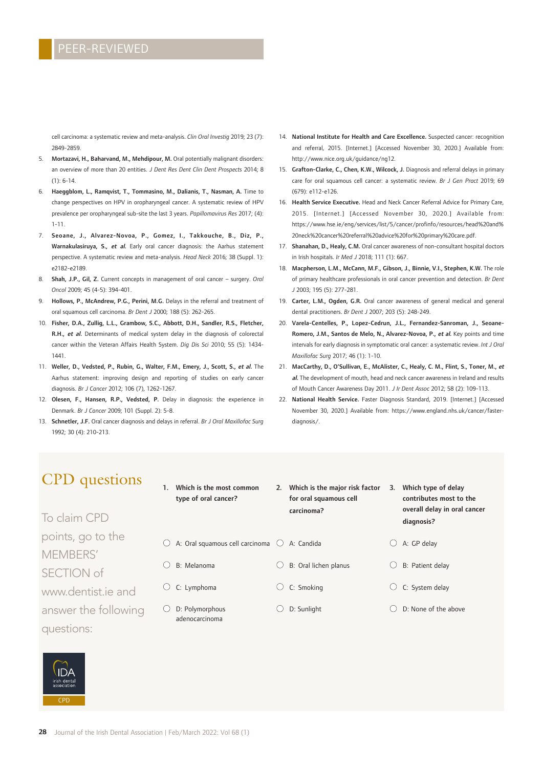cell carcinoma: a systematic review and meta-analysis. *Clin Oral Investig* 2019; 23 (7): 2849-2859.

5. **Mortazavi, H., Baharvand, M., Mehdipour, M.** Oral potentially malignant disorders: an overview of more than 20 entities. *J Dent Res Dent Clin Dent Prospects* 2014; 8 (1): 6-14.
6. **Haeggblom, L., Ramqvist, T., Tommasino, M., Dalianis, T., Nasman, A.** Time to change perspectives on HPV in oropharyngeal cancer. A systematic review of HPV prevalence per oropharyngeal sub-site the last 3 years. *Papillomavirus Res* 2017; (4): 1-11.
7. **Seoane, J., Alvarez-Novoa, P., Gomez, I., Takkouche, B., Diz, P., Warnakulasiruya, S., *et al.*** Early oral cancer diagnosis: the Aarhus statement perspective. A systematic review and meta-analysis. *Head Neck* 2016; 38 (Suppl. 1): e2182-e2189.
8. **Shah, J.P., Gil, Z.** Current concepts in management of oral cancer – surgery. *Oral Oncol* 2009; 45 (4-5): 394-401.
9. **Hollows, P., McAndrew, P.G., Perini, M.G.** Delays in the referral and treatment of oral squamous cell carcinoma. *Br Dent J* 2000; 188 (5): 262-265.
10. **Fisher, D.A., Zullig, L.L., Grambow, S.C., Abbott, D.H., Sandler, R.S., Fletcher, R.H., *et al.*** Determinants of medical system delay in the diagnosis of colorectal cancer within the Veteran Affairs Health System. *Dig Dis Sci* 2010; 55 (5): 1434-1441.
11. **Weller, D., Vedsted, P., Rubin, G., Walter, F.M., Emery, J., Scott, S., *et al.*** The Aarhus statement: improving design and reporting of studies on early cancer diagnosis. *Br J Cancer* 2012; 106 (7), 1262-1267.
12. **Olesen, F., Hansen, R.P., Vedsted, P.** Delay in diagnosis: the experience in Denmark. *Br J Cancer* 2009; 101 (Suppl. 2): 5-8.
13. **Schnetler, J.F.** Oral cancer diagnosis and delays in referral. *Br J Oral Maxillofac Surg* 1992; 30 (4): 210-213.
14. **National Institute for Health and Care Excellence.** Suspected cancer: recognition and referral, 2015. [Internet.] [Accessed November 30, 2020.] Available from: http://www.nice.org.uk/guidance/ng12.
15. **Grafton-Clarke, C., Chen, K.W., Wilcock, J.** Diagnosis and referral delays in primary care for oral squamous cell cancer: a systematic review. *Br J Gen Pract* 2019; 69 (679): e112-e126.
16. **Health Service Executive.** Head and Neck Cancer Referral Advice for Primary Care, 2015. [Internet.] [Accessed November 30, 2020.] Available from: https://www.hse.ie/eng/services/list/5/cancer/profinfo/resources/head%20and%20neck%20cancer%20referral%20advice%20for%20primary%20care.pdf.
17. **Shanahan, D., Healy, C.M.** Oral cancer awareness of non-consultant hospital doctors in Irish hospitals. *Ir Med J* 2018; 111 (1): 667.
18. **Macpherson, L.M., McCann, M.F., Gibson, J., Binnie, V.I., Stephen, K.W.** The role of primary healthcare professionals in oral cancer prevention and detection. *Br Dent J* 2003; 195 (5): 277-281.
19. **Carter, L.M., Ogden, G.R.** Oral cancer awareness of general medical and general dental practitioners. *Br Dent J* 2007; 203 (5): 248-249.
20. **Varela-Centelles, P., Lopez-Cedrun, J.L., Fernandez-Sanroman, J., Seoane-Romero, J.M., Santos de Melo, N., Alvarez-Novoa, P., *et al.*** Key points and time intervals for early diagnosis in symptomatic oral cancer: a systematic review. *Int J Oral Maxillofac Surg* 2017; 46 (1): 1-10.
21. **MacCarthy, D., O'Sullivan, E., McAlister, C., Healy, C. M., Flint, S., Toner, M., *et al.*** The development of mouth, head and neck cancer awareness in Ireland and results of Mouth Cancer Awareness Day 2011. *J Ir Dent Assoc* 2012; 58 (2): 109-113.
22. **National Health Service.** Faster Diagnosis Standard, 2019. [Internet.] [Accessed November 30, 2020.] Available from: https://www.england.nhs.uk/cancer/faster-diagnosis/.

## CPD questions

To claim CPD points, go to the MEMBERS' SECTION of www.dentist.ie and answer the following questions:

**1. Which is the most common type of oral cancer?**

- A: Oral squamous cell carcinoma
- B: Melanoma
- C: Lymphoma
- D: Polymorphous adenocarcinoma

**2. Which is the major risk factor for oral squamous cell carcinoma?**

- A: Candida
- B: Oral lichen planus
- C: Smoking
- D: Sunlight

**3. Which type of delay contributes most to the overall delay in oral cancer diagnosis?**

- A: GP delay
- B: Patient delay
- C: System delay
- D: None of the above

IDA
Irish dental association
CPD